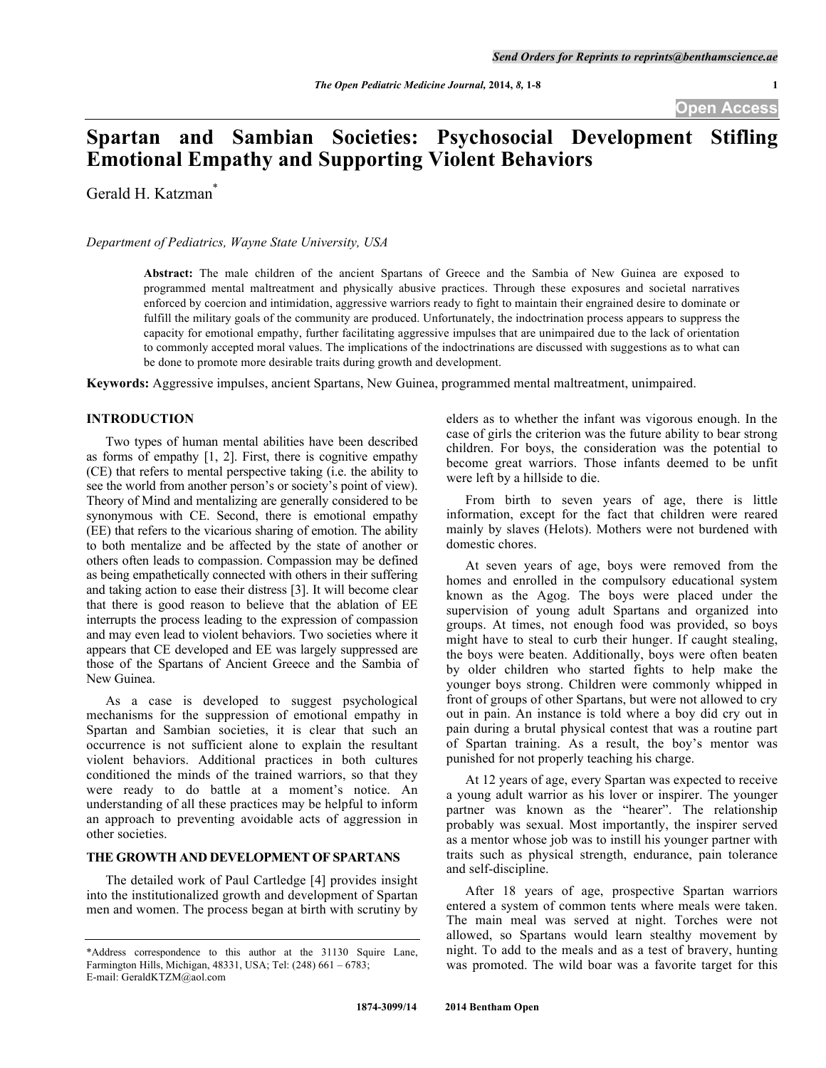# Spartan and Sambian Societies: Psychosocial Development Stifling Emotional Empathy and Supporting Violent Behaviors

Gerald H. Katzman*

*Department of Pediatrics, Wayne State University, USA*

**Abstract:** The male children of the ancient Spartans of Greece and the Sambia of New Guinea are exposed to programmed mental maltreatment and physically abusive practices. Through these exposures and societal narratives enforced by coercion and intimidation, aggressive warriors ready to fight to maintain their engrained desire to dominate or fulfill the military goals of the community are produced. Unfortunately, the indoctrination process appears to suppress the capacity for emotional empathy, further facilitating aggressive impulses that are unimpaired due to the lack of orientation to commonly accepted moral values. The implications of the indoctrinations are discussed with suggestions as to what can be done to promote more desirable traits during growth and development.

**Keywords:** Aggressive impulses, ancient Spartans, New Guinea, programmed mental maltreatment, unimpaired.

## INTRODUCTION

Two types of human mental abilities have been described as forms of empathy [1, 2]. First, there is cognitive empathy (CE) that refers to mental perspective taking (i.e. the ability to see the world from another person's or society's point of view). Theory of Mind and mentalizing are generally considered to be synonymous with CE. Second, there is emotional empathy (EE) that refers to the vicarious sharing of emotion. The ability to both mentalize and be affected by the state of another or others often leads to compassion. Compassion may be defined as being empathetically connected with others in their suffering and taking action to ease their distress [3]. It will become clear that there is good reason to believe that the ablation of EE interrupts the process leading to the expression of compassion and may even lead to violent behaviors. Two societies where it appears that CE developed and EE was largely suppressed are those of the Spartans of Ancient Greece and the Sambia of New Guinea.

As a case is developed to suggest psychological mechanisms for the suppression of emotional empathy in Spartan and Sambian societies, it is clear that such an occurrence is not sufficient alone to explain the resultant violent behaviors. Additional practices in both cultures conditioned the minds of the trained warriors, so that they were ready to do battle at a moment's notice. An understanding of all these practices may be helpful to inform an approach to preventing avoidable acts of aggression in other societies.

## THE GROWTH AND DEVELOPMENT OF SPARTANS

The detailed work of Paul Cartledge [4] provides insight into the institutionalized growth and development of Spartan men and women. The process began at birth with scrutiny by elders as to whether the infant was vigorous enough. In the case of girls the criterion was the future ability to bear strong children. For boys, the consideration was the potential to become great warriors. Those infants deemed to be unfit were left by a hillside to die.

From birth to seven years of age, there is little information, except for the fact that children were reared mainly by slaves (Helots). Mothers were not burdened with domestic chores.

At seven years of age, boys were removed from the homes and enrolled in the compulsory educational system known as the Agog. The boys were placed under the supervision of young adult Spartans and organized into groups. At times, not enough food was provided, so boys might have to steal to curb their hunger. If caught stealing, the boys were beaten. Additionally, boys were often beaten by older children who started fights to help make the younger boys strong. Children were commonly whipped in front of groups of other Spartans, but were not allowed to cry out in pain. An instance is told where a boy did cry out in pain during a brutal physical contest that was a routine part of Spartan training. As a result, the boy's mentor was punished for not properly teaching his charge.

At 12 years of age, every Spartan was expected to receive a young adult warrior as his lover or inspirer. The younger partner was known as the "hearer". The relationship probably was sexual. Most importantly, the inspirer served as a mentor whose job was to instill his younger partner with traits such as physical strength, endurance, pain tolerance and self-discipline.

After 18 years of age, prospective Spartan warriors entered a system of common tents where meals were taken. The main meal was served at night. Torches were not allowed, so Spartans would learn stealthy movement by night. To add to the meals and as a test of bravery, hunting was promoted. The wild boar was a favorite target for this

---

*Address correspondence to this author at the 31130 Squire Lane, Farmington Hills, Michigan, 48331, USA; Tel: (248) 661 – 6783; E-mail: GeraldKTZM@aol.com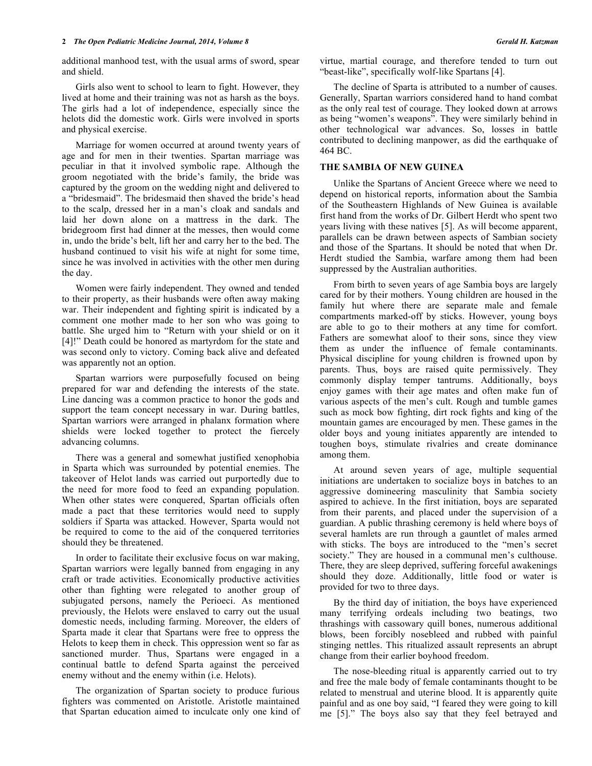additional manhood test, with the usual arms of sword, spear and shield.

Girls also went to school to learn to fight. However, they lived at home and their training was not as harsh as the boys. The girls had a lot of independence, especially since the helots did the domestic work. Girls were involved in sports and physical exercise.

Marriage for women occurred at around twenty years of age and for men in their twenties. Spartan marriage was peculiar in that it involved symbolic rape. Although the groom negotiated with the bride's family, the bride was captured by the groom on the wedding night and delivered to a "bridesmaid". The bridesmaid then shaved the bride's head to the scalp, dressed her in a man's cloak and sandals and laid her down alone on a mattress in the dark. The bridegroom first had dinner at the messes, then would come in, undo the bride's belt, lift her and carry her to the bed. The husband continued to visit his wife at night for some time, since he was involved in activities with the other men during the day.

Women were fairly independent. They owned and tended to their property, as their husbands were often away making war. Their independent and fighting spirit is indicated by a comment one mother made to her son who was going to battle. She urged him to "Return with your shield or on it [4]!" Death could be honored as martyrdom for the state and was second only to victory. Coming back alive and defeated was apparently not an option.

Spartan warriors were purposefully focused on being prepared for war and defending the interests of the state. Line dancing was a common practice to honor the gods and support the team concept necessary in war. During battles, Spartan warriors were arranged in phalanx formation where shields were locked together to protect the fiercely advancing columns.

There was a general and somewhat justified xenophobia in Sparta which was surrounded by potential enemies. The takeover of Helot lands was carried out purportedly due to the need for more food to feed an expanding population. When other states were conquered, Spartan officials often made a pact that these territories would need to supply soldiers if Sparta was attacked. However, Sparta would not be required to come to the aid of the conquered territories should they be threatened.

In order to facilitate their exclusive focus on war making, Spartan warriors were legally banned from engaging in any craft or trade activities. Economically productive activities other than fighting were relegated to another group of subjugated persons, namely the Perioeci. As mentioned previously, the Helots were enslaved to carry out the usual domestic needs, including farming. Moreover, the elders of Sparta made it clear that Spartans were free to oppress the Helots to keep them in check. This oppression went so far as sanctioned murder. Thus, Spartans were engaged in a continual battle to defend Sparta against the perceived enemy without and the enemy within (i.e. Helots).

The organization of Spartan society to produce furious fighters was commented on Aristotle. Aristotle maintained that Spartan education aimed to inculcate only one kind of virtue, martial courage, and therefore tended to turn out "beast-like", specifically wolf-like Spartans [4].

The decline of Sparta is attributed to a number of causes. Generally, Spartan warriors considered hand to hand combat as the only real test of courage. They looked down at arrows as being "women's weapons". They were similarly behind in other technological war advances. So, losses in battle contributed to declining manpower, as did the earthquake of 464 BC.

## THE SAMBIA OF NEW GUINEA

Unlike the Spartans of Ancient Greece where we need to depend on historical reports, information about the Sambia of the Southeastern Highlands of New Guinea is available first hand from the works of Dr. Gilbert Herdt who spent two years living with these natives [5]. As will become apparent, parallels can be drawn between aspects of Sambian society and those of the Spartans. It should be noted that when Dr. Herdt studied the Sambia, warfare among them had been suppressed by the Australian authorities.

From birth to seven years of age Sambia boys are largely cared for by their mothers. Young children are housed in the family hut where there are separate male and female compartments marked-off by sticks. However, young boys are able to go to their mothers at any time for comfort. Fathers are somewhat aloof to their sons, since they view them as under the influence of female contaminants. Physical discipline for young children is frowned upon by parents. Thus, boys are raised quite permissively. They commonly display temper tantrums. Additionally, boys enjoy games with their age mates and often make fun of various aspects of the men's cult. Rough and tumble games such as mock bow fighting, dirt rock fights and king of the mountain games are encouraged by men. These games in the older boys and young initiates apparently are intended to toughen boys, stimulate rivalries and create dominance among them.

At around seven years of age, multiple sequential initiations are undertaken to socialize boys in batches to an aggressive domineering masculinity that Sambia society aspired to achieve. In the first initiation, boys are separated from their parents, and placed under the supervision of a guardian. A public thrashing ceremony is held where boys of several hamlets are run through a gauntlet of males armed with sticks. The boys are introduced to the "men's secret society." They are housed in a communal men's culthouse. There, they are sleep deprived, suffering forceful awakenings should they doze. Additionally, little food or water is provided for two to three days.

By the third day of initiation, the boys have experienced many terrifying ordeals including two beatings, two thrashings with cassowary quill bones, numerous additional blows, been forcibly nosebleed and rubbed with painful stinging nettles. This ritualized assault represents an abrupt change from their earlier boyhood freedom.

The nose-bleeding ritual is apparently carried out to try and free the male body of female contaminants thought to be related to menstrual and uterine blood. It is apparently quite painful and as one boy said, "I feared they were going to kill me [5]." The boys also say that they feel betrayed and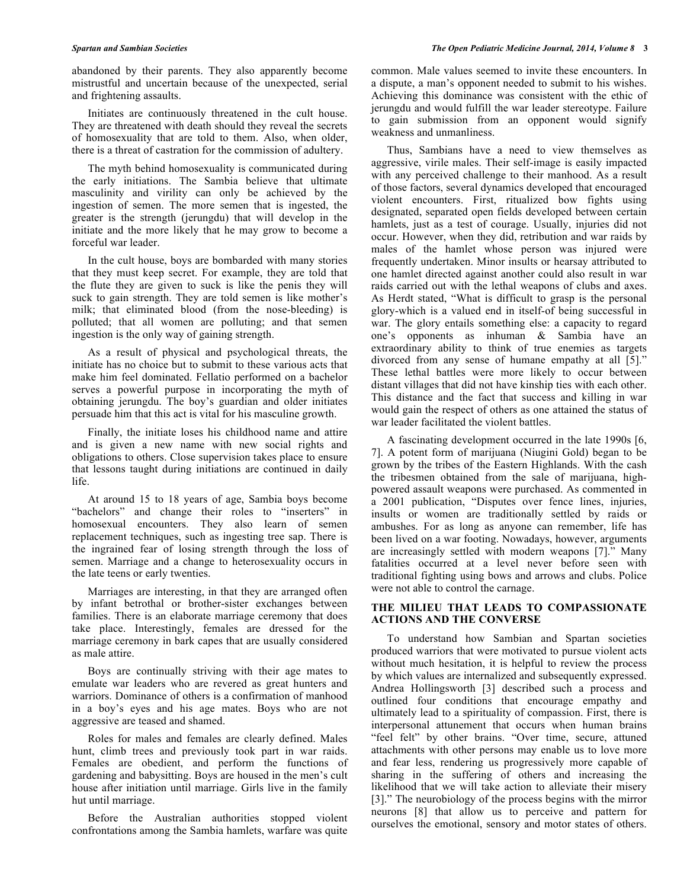abandoned by their parents. They also apparently become mistrustful and uncertain because of the unexpected, serial and frightening assaults.

Initiates are continuously threatened in the cult house. They are threatened with death should they reveal the secrets of homosexuality that are told to them. Also, when older, there is a threat of castration for the commission of adultery.

The myth behind homosexuality is communicated during the early initiations. The Sambia believe that ultimate masculinity and virility can only be achieved by the ingestion of semen. The more semen that is ingested, the greater is the strength (jerungdu) that will develop in the initiate and the more likely that he may grow to become a forceful war leader.

In the cult house, boys are bombarded with many stories that they must keep secret. For example, they are told that the flute they are given to suck is like the penis they will suck to gain strength. They are told semen is like mother's milk; that eliminated blood (from the nose-bleeding) is polluted; that all women are polluting; and that semen ingestion is the only way of gaining strength.

As a result of physical and psychological threats, the initiate has no choice but to submit to these various acts that make him feel dominated. Fellatio performed on a bachelor serves a powerful purpose in incorporating the myth of obtaining jerungdu. The boy's guardian and older initiates persuade him that this act is vital for his masculine growth.

Finally, the initiate loses his childhood name and attire and is given a new name with new social rights and obligations to others. Close supervision takes place to ensure that lessons taught during initiations are continued in daily life.

At around 15 to 18 years of age, Sambia boys become "bachelors" and change their roles to "inserters" in homosexual encounters. They also learn of semen replacement techniques, such as ingesting tree sap. There is the ingrained fear of losing strength through the loss of semen. Marriage and a change to heterosexuality occurs in the late teens or early twenties.

Marriages are interesting, in that they are arranged often by infant betrothal or brother-sister exchanges between families. There is an elaborate marriage ceremony that does take place. Interestingly, females are dressed for the marriage ceremony in bark capes that are usually considered as male attire.

Boys are continually striving with their age mates to emulate war leaders who are revered as great hunters and warriors. Dominance of others is a confirmation of manhood in a boy's eyes and his age mates. Boys who are not aggressive are teased and shamed.

Roles for males and females are clearly defined. Males hunt, climb trees and previously took part in war raids. Females are obedient, and perform the functions of gardening and babysitting. Boys are housed in the men's cult house after initiation until marriage. Girls live in the family hut until marriage.

Before the Australian authorities stopped violent confrontations among the Sambia hamlets, warfare was quite common. Male values seemed to invite these encounters. In a dispute, a man's opponent needed to submit to his wishes. Achieving this dominance was consistent with the ethic of jerungdu and would fulfill the war leader stereotype. Failure to gain submission from an opponent would signify weakness and unmanliness.

Thus, Sambians have a need to view themselves as aggressive, virile males. Their self-image is easily impacted with any perceived challenge to their manhood. As a result of those factors, several dynamics developed that encouraged violent encounters. First, ritualized bow fights using designated, separated open fields developed between certain hamlets, just as a test of courage. Usually, injuries did not occur. However, when they did, retribution and war raids by males of the hamlet whose person was injured were frequently undertaken. Minor insults or hearsay attributed to one hamlet directed against another could also result in war raids carried out with the lethal weapons of clubs and axes. As Herdt stated, "What is difficult to grasp is the personal glory-which is a valued end in itself-of being successful in war. The glory entails something else: a capacity to regard one's opponents as inhuman & Sambia have an extraordinary ability to think of true enemies as targets divorced from any sense of humane empathy at all [5]." These lethal battles were more likely to occur between distant villages that did not have kinship ties with each other. This distance and the fact that success and killing in war would gain the respect of others as one attained the status of war leader facilitated the violent battles.

A fascinating development occurred in the late 1990s [6, 7]. A potent form of marijuana (Niugini Gold) began to be grown by the tribes of the Eastern Highlands. With the cash the tribesmen obtained from the sale of marijuana, high-powered assault weapons were purchased. As commented in a 2001 publication, "Disputes over fence lines, injuries, insults or women are traditionally settled by raids or ambushes. For as long as anyone can remember, life has been lived on a war footing. Nowadays, however, arguments are increasingly settled with modern weapons [7]." Many fatalities occurred at a level never before seen with traditional fighting using bows and arrows and clubs. Police were not able to control the carnage.

## THE MILIEU THAT LEADS TO COMPASSIONATE ACTIONS AND THE CONVERSE

To understand how Sambian and Spartan societies produced warriors that were motivated to pursue violent acts without much hesitation, it is helpful to review the process by which values are internalized and subsequently expressed. Andrea Hollingsworth [3] described such a process and outlined four conditions that encourage empathy and ultimately lead to a spirituality of compassion. First, there is interpersonal attunement that occurs when human brains "feel felt" by other brains. "Over time, secure, attuned attachments with other persons may enable us to love more and fear less, rendering us progressively more capable of sharing in the suffering of others and increasing the likelihood that we will take action to alleviate their misery [3]." The neurobiology of the process begins with the mirror neurons [8] that allow us to perceive and pattern for ourselves the emotional, sensory and motor states of others.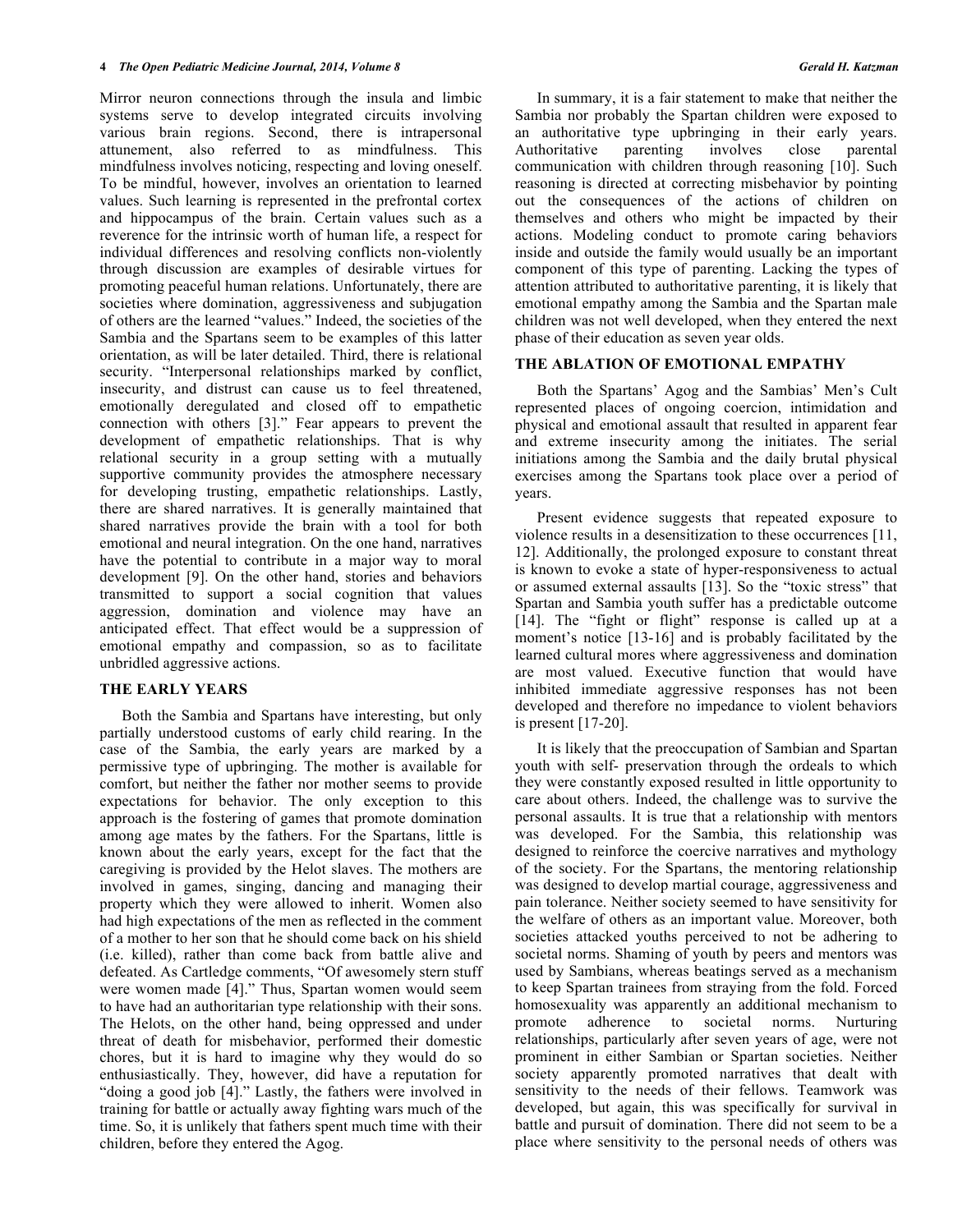Mirror neuron connections through the insula and limbic systems serve to develop integrated circuits involving various brain regions. Second, there is intrapersonal attunement, also referred to as mindfulness. This mindfulness involves noticing, respecting and loving oneself. To be mindful, however, involves an orientation to learned values. Such learning is represented in the prefrontal cortex and hippocampus of the brain. Certain values such as a reverence for the intrinsic worth of human life, a respect for individual differences and resolving conflicts non-violently through discussion are examples of desirable virtues for promoting peaceful human relations. Unfortunately, there are societies where domination, aggressiveness and subjugation of others are the learned "values." Indeed, the societies of the Sambia and the Spartans seem to be examples of this latter orientation, as will be later detailed. Third, there is relational security. "Interpersonal relationships marked by conflict, insecurity, and distrust can cause us to feel threatened, emotionally deregulated and closed off to empathetic connection with others [3]." Fear appears to prevent the development of empathetic relationships. That is why relational security in a group setting with a mutually supportive community provides the atmosphere necessary for developing trusting, empathetic relationships. Lastly, there are shared narratives. It is generally maintained that shared narratives provide the brain with a tool for both emotional and neural integration. On the one hand, narratives have the potential to contribute in a major way to moral development [9]. On the other hand, stories and behaviors transmitted to support a social cognition that values aggression, domination and violence may have an anticipated effect. That effect would be a suppression of emotional empathy and compassion, so as to facilitate unbridled aggressive actions.

## THE EARLY YEARS

Both the Sambia and Spartans have interesting, but only partially understood customs of early child rearing. In the case of the Sambia, the early years are marked by a permissive type of upbringing. The mother is available for comfort, but neither the father nor mother seems to provide expectations for behavior. The only exception to this approach is the fostering of games that promote domination among age mates by the fathers. For the Spartans, little is known about the early years, except for the fact that the caregiving is provided by the Helot slaves. The mothers are involved in games, singing, dancing and managing their property which they were allowed to inherit. Women also had high expectations of the men as reflected in the comment of a mother to her son that he should come back on his shield (i.e. killed), rather than come back from battle alive and defeated. As Cartledge comments, "Of awesomely stern stuff were women made [4]." Thus, Spartan women would seem to have had an authoritarian type relationship with their sons. The Helots, on the other hand, being oppressed and under threat of death for misbehavior, performed their domestic chores, but it is hard to imagine why they would do so enthusiastically. They, however, did have a reputation for "doing a good job [4]." Lastly, the fathers were involved in training for battle or actually away fighting wars much of the time. So, it is unlikely that fathers spent much time with their children, before they entered the Agog.

In summary, it is a fair statement to make that neither the Sambia nor probably the Spartan children were exposed to an authoritative type upbringing in their early years. Authoritative parenting involves close parental communication with children through reasoning [10]. Such reasoning is directed at correcting misbehavior by pointing out the consequences of the actions of children on themselves and others who might be impacted by their actions. Modeling conduct to promote caring behaviors inside and outside the family would usually be an important component of this type of parenting. Lacking the types of attention attributed to authoritative parenting, it is likely that emotional empathy among the Sambia and the Spartan male children was not well developed, when they entered the next phase of their education as seven year olds.

## THE ABLATION OF EMOTIONAL EMPATHY

Both the Spartans' Agog and the Sambias' Men's Cult represented places of ongoing coercion, intimidation and physical and emotional assault that resulted in apparent fear and extreme insecurity among the initiates. The serial initiations among the Sambia and the daily brutal physical exercises among the Spartans took place over a period of years.

Present evidence suggests that repeated exposure to violence results in a desensitization to these occurrences [11, 12]. Additionally, the prolonged exposure to constant threat is known to evoke a state of hyper-responsiveness to actual or assumed external assaults [13]. So the "toxic stress" that Spartan and Sambia youth suffer has a predictable outcome [14]. The "fight or flight" response is called up at a moment's notice [13-16] and is probably facilitated by the learned cultural mores where aggressiveness and domination are most valued. Executive function that would have inhibited immediate aggressive responses has not been developed and therefore no impedance to violent behaviors is present [17-20].

It is likely that the preoccupation of Sambian and Spartan youth with self- preservation through the ordeals to which they were constantly exposed resulted in little opportunity to care about others. Indeed, the challenge was to survive the personal assaults. It is true that a relationship with mentors was developed. For the Sambia, this relationship was designed to reinforce the coercive narratives and mythology of the society. For the Spartans, the mentoring relationship was designed to develop martial courage, aggressiveness and pain tolerance. Neither society seemed to have sensitivity for the welfare of others as an important value. Moreover, both societies attacked youths perceived to not be adhering to societal norms. Shaming of youth by peers and mentors was used by Sambians, whereas beatings served as a mechanism to keep Spartan trainees from straying from the fold. Forced homosexuality was apparently an additional mechanism to promote adherence to societal norms. Nurturing relationships, particularly after seven years of age, were not prominent in either Sambian or Spartan societies. Neither society apparently promoted narratives that dealt with sensitivity to the needs of their fellows. Teamwork was developed, but again, this was specifically for survival in battle and pursuit of domination. There did not seem to be a place where sensitivity to the personal needs of others was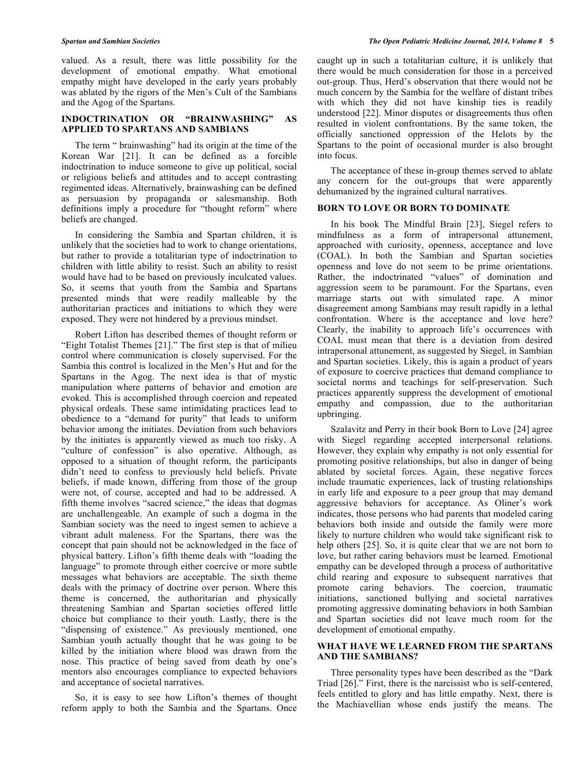valued. As a result, there was little possibility for the development of emotional empathy. What emotional empathy might have developed in the early years probably was ablated by the rigors of the Men's Cult of the Sambians and the Agog of the Spartans.

## INDOCTRINATION OR "BRAINWASHING" AS APPLIED TO SPARTANS AND SAMBIANS

The term " brainwashing" had its origin at the time of the Korean War [21]. It can be defined as a forcible indoctrination to induce someone to give up political, social or religious beliefs and attitudes and to accept contrasting regimented ideas. Alternatively, brainwashing can be defined as persuasion by propaganda or salesmanship. Both definitions imply a procedure for "thought reform" where beliefs are changed.

In considering the Sambia and Spartan children, it is unlikely that the societies had to work to change orientations, but rather to provide a totalitarian type of indoctrination to children with little ability to resist. Such an ability to resist would have had to be based on previously inculcated values. So, it seems that youth from the Sambia and Spartans presented minds that were readily malleable by the authoritarian practices and initiations to which they were exposed. They were not hindered by a previous mindset.

Robert Lifton has described themes of thought reform or "Eight Totalist Themes [21]." The first step is that of milieu control where communication is closely supervised. For the Sambia this control is localized in the Men's Hut and for the Spartans in the Agog. The next idea is that of mystic manipulation where patterns of behavior and emotion are evoked. This is accomplished through coercion and repeated physical ordeals. These same intimidating practices lead to obedience to a "demand for purity" that leads to uniform behavior among the initiates. Deviation from such behaviors by the initiates is apparently viewed as much too risky. A "culture of confession" is also operative. Although, as opposed to a situation of thought reform, the participants didn't need to confess to previously held beliefs. Private beliefs, if made known, differing from those of the group were not, of course, accepted and had to be addressed. A fifth theme involves "sacred science," the ideas that dogmas are unchallengeable. An example of such a dogma in the Sambian society was the need to ingest semen to achieve a vibrant adult maleness. For the Spartans, there was the concept that pain should not be acknowledged in the face of physical battery. Lifton's fifth theme deals with "loading the language" to promote through either coercive or more subtle messages what behaviors are acceptable. The sixth theme deals with the primacy of doctrine over person. Where this theme is concerned, the authoritarian and physically threatening Sambian and Spartan societies offered little choice but compliance to their youth. Lastly, there is the "dispensing of existence." As previously mentioned, one Sambian youth actually thought that he was going to be killed by the initiation where blood was drawn from the nose. This practice of being saved from death by one's mentors also encourages compliance to expected behaviors and acceptance of societal narratives.

So, it is easy to see how Lifton's themes of thought reform apply to both the Sambia and the Spartans. Once caught up in such a totalitarian culture, it is unlikely that there would be much consideration for those in a perceived out-group. Thus, Herd's observation that there would not be much concern by the Sambia for the welfare of distant tribes with which they did not have kinship ties is readily understood [22]. Minor disputes or disagreements thus often resulted in violent confrontations. By the same token, the officially sanctioned oppression of the Helots by the Spartans to the point of occasional murder is also brought into focus.

The acceptance of these in-group themes served to ablate any concern for the out-groups that were apparently dehumanized by the ingrained cultural narratives.

## BORN TO LOVE OR BORN TO DOMINATE

In his book The Mindful Brain [23], Siegel refers to mindfulness as a form of intrapersonal attunement, approached with curiosity, openness, acceptance and love (COAL). In both the Sambian and Spartan societies openness and love do not seem to be prime orientations. Rather, the indoctrinated "values" of domination and aggression seem to be paramount. For the Spartans, even marriage starts out with simulated rape. A minor disagreement among Sambians may result rapidly in a lethal confrontation. Where is the acceptance and love here? Clearly, the inability to approach life's occurrences with COAL must mean that there is a deviation from desired intrapersonal attunement, as suggested by Siegel, in Sambian and Spartan societies. Likely, this is again a product of years of exposure to coercive practices that demand compliance to societal norms and teachings for self-preservation. Such practices apparently suppress the development of emotional empathy and compassion, due to the authoritarian upbringing.

Szalavitz and Perry in their book Born to Love [24] agree with Siegel regarding accepted interpersonal relations. However, they explain why empathy is not only essential for promoting positive relationships, but also in danger of being ablated by societal forces. Again, these negative forces include traumatic experiences, lack of trusting relationships in early life and exposure to a peer group that may demand aggressive behaviors for acceptance. As Oliner's work indicates, those persons who had parents that modeled caring behaviors both inside and outside the family were more likely to nurture children who would take significant risk to help others [25]. So, it is quite clear that we are not born to love, but rather caring behaviors must be learned. Emotional empathy can be developed through a process of authoritative child rearing and exposure to subsequent narratives that promote caring behaviors. The coercion, traumatic initiations, sanctioned bullying and societal narratives promoting aggressive dominating behaviors in both Sambian and Spartan societies did not leave much room for the development of emotional empathy.

## WHAT HAVE WE LEARNED FROM THE SPARTANS AND THE SAMBIANS?

Three personality types have been described as the "Dark Triad [26]." First, there is the narcissist who is self-centered, feels entitled to glory and has little empathy. Next, there is the Machiavellian whose ends justify the means. The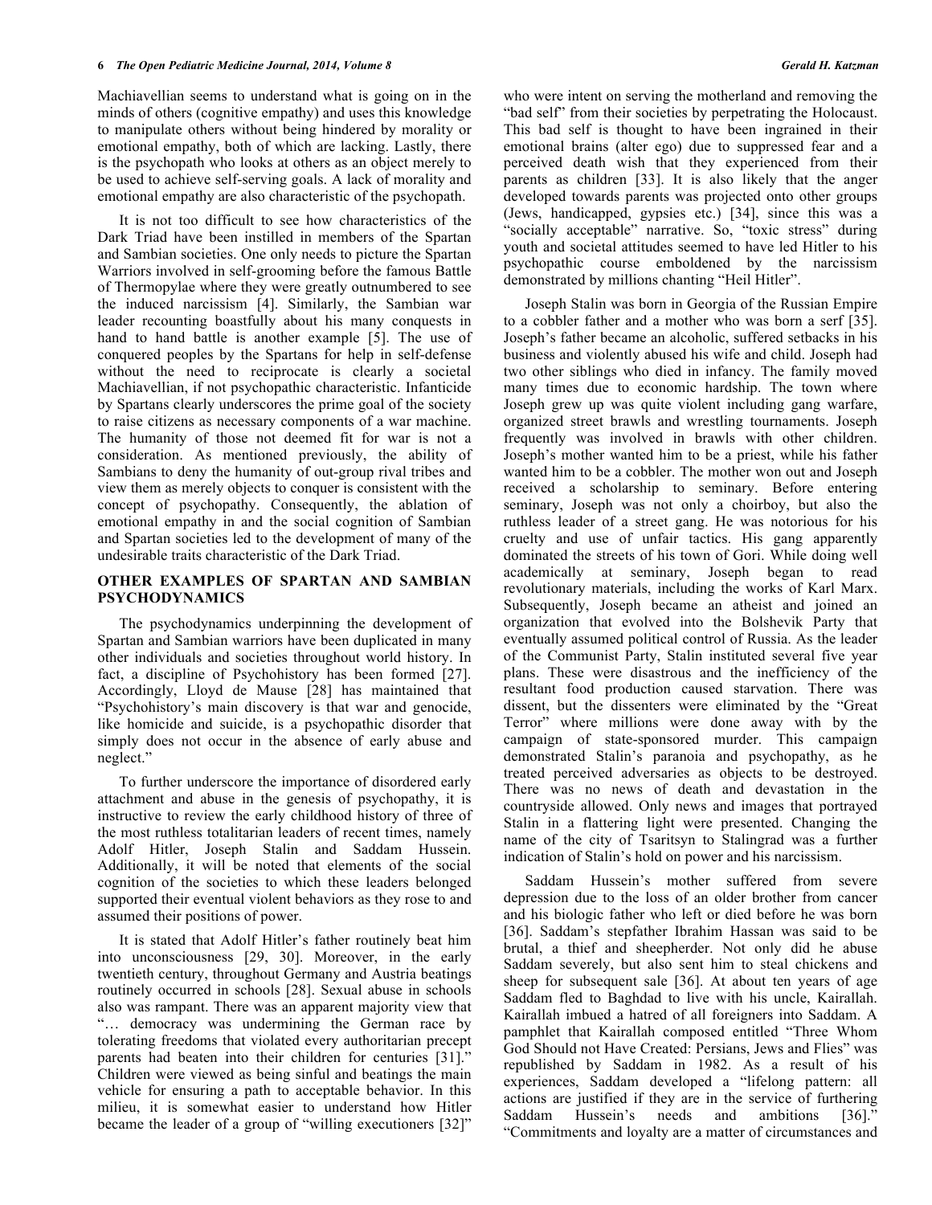Machiavellian seems to understand what is going on in the minds of others (cognitive empathy) and uses this knowledge to manipulate others without being hindered by morality or emotional empathy, both of which are lacking. Lastly, there is the psychopath who looks at others as an object merely to be used to achieve self-serving goals. A lack of morality and emotional empathy are also characteristic of the psychopath.

It is not too difficult to see how characteristics of the Dark Triad have been instilled in members of the Spartan and Sambian societies. One only needs to picture the Spartan Warriors involved in self-grooming before the famous Battle of Thermopylae where they were greatly outnumbered to see the induced narcissism [4]. Similarly, the Sambian war leader recounting boastfully about his many conquests in hand to hand battle is another example [5]. The use of conquered peoples by the Spartans for help in self-defense without the need to reciprocate is clearly a societal Machiavellian, if not psychopathic characteristic. Infanticide by Spartans clearly underscores the prime goal of the society to raise citizens as necessary components of a war machine. The humanity of those not deemed fit for war is not a consideration. As mentioned previously, the ability of Sambians to deny the humanity of out-group rival tribes and view them as merely objects to conquer is consistent with the concept of psychopathy. Consequently, the ablation of emotional empathy in and the social cognition of Sambian and Spartan societies led to the development of many of the undesirable traits characteristic of the Dark Triad.

## OTHER EXAMPLES OF SPARTAN AND SAMBIAN PSYCHODYNAMICS

The psychodynamics underpinning the development of Spartan and Sambian warriors have been duplicated in many other individuals and societies throughout world history. In fact, a discipline of Psychohistory has been formed [27]. Accordingly, Lloyd de Mause [28] has maintained that "Psychohistory's main discovery is that war and genocide, like homicide and suicide, is a psychopathic disorder that simply does not occur in the absence of early abuse and neglect."

To further underscore the importance of disordered early attachment and abuse in the genesis of psychopathy, it is instructive to review the early childhood history of three of the most ruthless totalitarian leaders of recent times, namely Adolf Hitler, Joseph Stalin and Saddam Hussein. Additionally, it will be noted that elements of the social cognition of the societies to which these leaders belonged supported their eventual violent behaviors as they rose to and assumed their positions of power.

It is stated that Adolf Hitler's father routinely beat him into unconsciousness [29, 30]. Moreover, in the early twentieth century, throughout Germany and Austria beatings routinely occurred in schools [28]. Sexual abuse in schools also was rampant. There was an apparent majority view that "… democracy was undermining the German race by tolerating freedoms that violated every authoritarian precept parents had beaten into their children for centuries [31]." Children were viewed as being sinful and beatings the main vehicle for ensuring a path to acceptable behavior. In this milieu, it is somewhat easier to understand how Hitler became the leader of a group of "willing executioners [32]" who were intent on serving the motherland and removing the "bad self" from their societies by perpetrating the Holocaust. This bad self is thought to have been ingrained in their emotional brains (alter ego) due to suppressed fear and a perceived death wish that they experienced from their parents as children [33]. It is also likely that the anger developed towards parents was projected onto other groups (Jews, handicapped, gypsies etc.) [34], since this was a "socially acceptable" narrative. So, "toxic stress" during youth and societal attitudes seemed to have led Hitler to his psychopathic course emboldened by the narcissism demonstrated by millions chanting "Heil Hitler".

Joseph Stalin was born in Georgia of the Russian Empire to a cobbler father and a mother who was born a serf [35]. Joseph's father became an alcoholic, suffered setbacks in his business and violently abused his wife and child. Joseph had two other siblings who died in infancy. The family moved many times due to economic hardship. The town where Joseph grew up was quite violent including gang warfare, organized street brawls and wrestling tournaments. Joseph frequently was involved in brawls with other children. Joseph's mother wanted him to be a priest, while his father wanted him to be a cobbler. The mother won out and Joseph received a scholarship to seminary. Before entering seminary, Joseph was not only a choirboy, but also the ruthless leader of a street gang. He was notorious for his cruelty and use of unfair tactics. His gang apparently dominated the streets of his town of Gori. While doing well academically at seminary, Joseph began to read revolutionary materials, including the works of Karl Marx. Subsequently, Joseph became an atheist and joined an organization that evolved into the Bolshevik Party that eventually assumed political control of Russia. As the leader of the Communist Party, Stalin instituted several five year plans. These were disastrous and the inefficiency of the resultant food production caused starvation. There was dissent, but the dissenters were eliminated by the "Great Terror" where millions were done away with by the campaign of state-sponsored murder. This campaign demonstrated Stalin's paranoia and psychopathy, as he treated perceived adversaries as objects to be destroyed. There was no news of death and devastation in the countryside allowed. Only news and images that portrayed Stalin in a flattering light were presented. Changing the name of the city of Tsaritsyn to Stalingrad was a further indication of Stalin's hold on power and his narcissism.

Saddam Hussein's mother suffered from severe depression due to the loss of an older brother from cancer and his biologic father who left or died before he was born [36]. Saddam's stepfather Ibrahim Hassan was said to be brutal, a thief and sheepherder. Not only did he abuse Saddam severely, but also sent him to steal chickens and sheep for subsequent sale [36]. At about ten years of age Saddam fled to Baghdad to live with his uncle, Kairallah. Kairallah imbued a hatred of all foreigners into Saddam. A pamphlet that Kairallah composed entitled "Three Whom God Should not Have Created: Persians, Jews and Flies" was republished by Saddam in 1982. As a result of his experiences, Saddam developed a "lifelong pattern: all actions are justified if they are in the service of furthering Saddam Hussein's needs and ambitions [36]." "Commitments and loyalty are a matter of circumstances and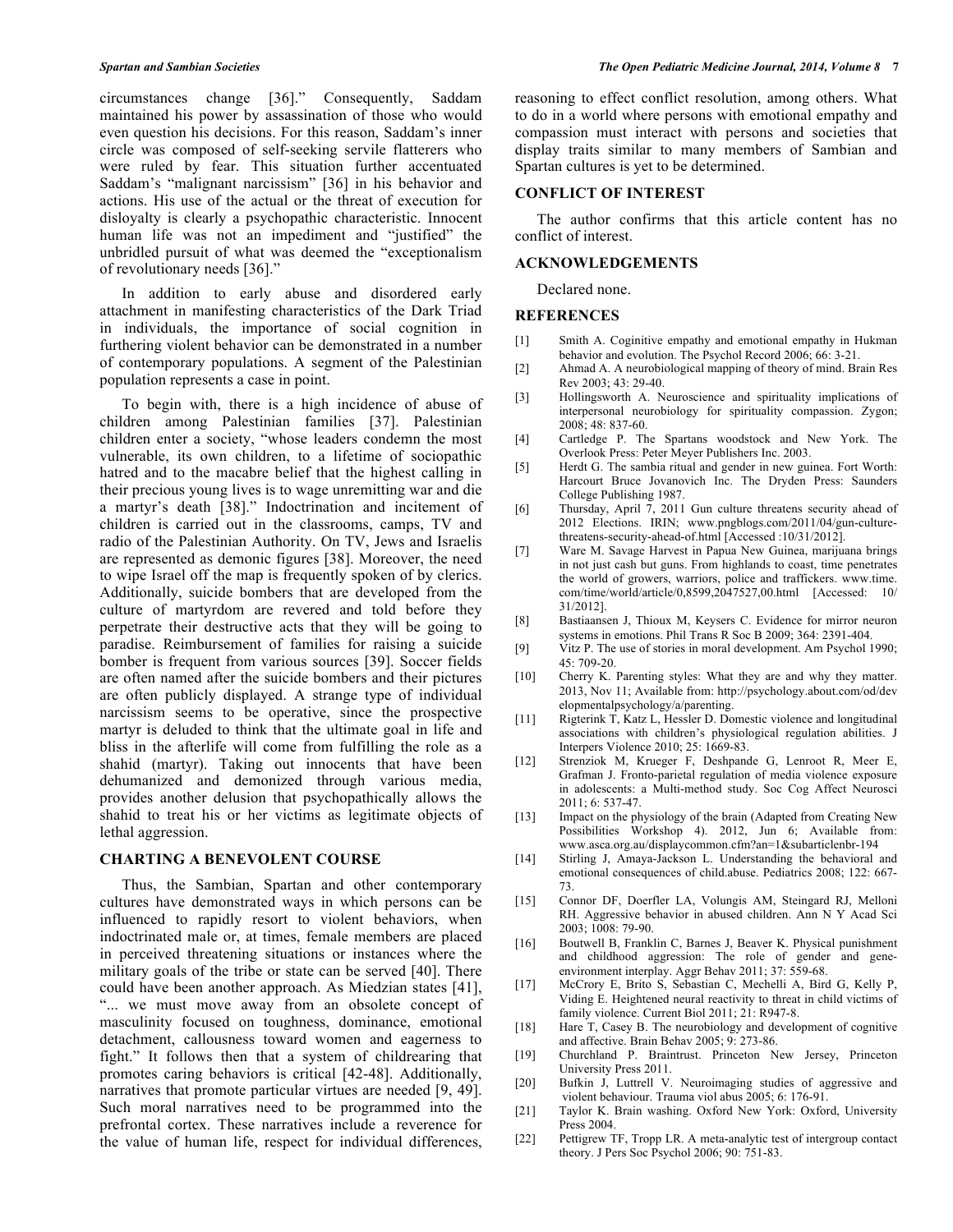circumstances change [36].” Consequently, Saddam maintained his power by assassination of those who would even question his decisions. For this reason, Saddam's inner circle was composed of self-seeking servile flatterers who were ruled by fear. This situation further accentuated Saddam's “malignant narcissism” [36] in his behavior and actions. His use of the actual or the threat of execution for disloyalty is clearly a psychopathic characteristic. Innocent human life was not an impediment and “justified” the unbridled pursuit of what was deemed the “exceptionalism of revolutionary needs [36].”

In addition to early abuse and disordered early attachment in manifesting characteristics of the Dark Triad in individuals, the importance of social cognition in furthering violent behavior can be demonstrated in a number of contemporary populations. A segment of the Palestinian population represents a case in point.

To begin with, there is a high incidence of abuse of children among Palestinian families [37]. Palestinian children enter a society, “whose leaders condemn the most vulnerable, its own children, to a lifetime of sociopathic hatred and to the macabre belief that the highest calling in their precious young lives is to wage unremitting war and die a martyr's death [38].” Indoctrination and incitement of children is carried out in the classrooms, camps, TV and radio of the Palestinian Authority. On TV, Jews and Israelis are represented as demonic figures [38]. Moreover, the need to wipe Israel off the map is frequently spoken of by clerics. Additionally, suicide bombers that are developed from the culture of martyrdom are revered and told before they perpetrate their destructive acts that they will be going to paradise. Reimbursement of families for raising a suicide bomber is frequent from various sources [39]. Soccer fields are often named after the suicide bombers and their pictures are often publicly displayed. A strange type of individual narcissism seems to be operative, since the prospective martyr is deluded to think that the ultimate goal in life and bliss in the afterlife will come from fulfilling the role as a shahid (martyr). Taking out innocents that have been dehumanized and demonized through various media, provides another delusion that psychopathically allows the shahid to treat his or her victims as legitimate objects of lethal aggression.

## CHARTING A BENEVOLENT COURSE

Thus, the Sambian, Spartan and other contemporary cultures have demonstrated ways in which persons can be influenced to rapidly resort to violent behaviors, when indoctrinated male or, at times, female members are placed in perceived threatening situations or instances where the military goals of the tribe or state can be served [40]. There could have been another approach. As Miedzian states [41], “... we must move away from an obsolete concept of masculinity focused on toughness, dominance, emotional detachment, callousness toward women and eagerness to fight.” It follows then that a system of childrearing that promotes caring behaviors is critical [42-48]. Additionally, narratives that promote particular virtues are needed [9, 49]. Such moral narratives need to be programmed into the prefrontal cortex. These narratives include a reverence for the value of human life, respect for individual differences, reasoning to effect conflict resolution, among others. What to do in a world where persons with emotional empathy and compassion must interact with persons and societies that display traits similar to many members of Sambian and Spartan cultures is yet to be determined.

## CONFLICT OF INTEREST

The author confirms that this article content has no conflict of interest.

## ACKNOWLEDGEMENTS

Declared none.

## REFERENCES

[1] Smith A. Coginitive empathy and emotional empathy in Hukman behavior and evolution. The Psychol Record 2006; 66: 3-21.

[2] Ahmad A. A neurobiological mapping of theory of mind. Brain Res Rev 2003; 43: 29-40.

[3] Hollingsworth A. Neuroscience and spirituality implications of interpersonal neurobiology for spirituality compassion. Zygon; 2008; 48: 837-60.

[4] Cartledge P. The Spartans woodstock and New York. The Overlook Press: Peter Meyer Publishers Inc. 2003.

[5] Herdt G. The sambia ritual and gender in new guinea. Fort Worth: Harcourt Bruce Jovanovich Inc. The Dryden Press: Saunders College Publishing 1987.

[6] Thursday, April 7, 2011 Gun culture threatens security ahead of 2012 Elections. IRIN; www.pngblogs.com/2011/04/gun-culture-threatens-security-ahead-of.html [Accessed :10/31/2012].

[7] Ware M. Savage Harvest in Papua New Guinea, marijuana brings in not just cash but guns. From highlands to coast, time penetrates the world of growers, warriors, police and traffickers. www.time.com/time/world/article/0,8599,2047527,00.html [Accessed: 10/31/2012].

[8] Bastiaansen J, Thioux M, Keysers C. Evidence for mirror neuron systems in emotions. Phil Trans R Soc B 2009; 364: 2391-404.

[9] Vitz P. The use of stories in moral development. Am Psychol 1990; 45: 709-20.

[10] Cherry K. Parenting styles: What they are and why they matter. 2013, Nov 11; Available from: http://psychology.about.com/od/developmentalpsychology/a/parenting.

[11] Rigterink T, Katz L, Hessler D. Domestic violence and longitudinal associations with children's physiological regulation abilities. J Interpers Violence 2010; 25: 1669-83.

[12] Strenziok M, Krueger F, Deshpande G, Lenroot R, Meer E, Grafman J. Fronto-parietal regulation of media violence exposure in adolescents: a Multi-method study. Soc Cog Affect Neurosci 2011; 6: 537-47.

[13] Impact on the physiology of the brain (Adapted from Creating New Possibilities Workshop 4). 2012, Jun 6; Available from: www.asca.org.au/displaycommon.cfm?an=1&subarticlenbr-194

[14] Stirling J, Amaya-Jackson L. Understanding the behavioral and emotional consequences of child.abuse. Pediatrics 2008; 122: 667-73.

[15] Connor DF, Doerfler LA, Volungis AM, Steingard RJ, Melloni RH. Aggressive behavior in abused children. Ann N Y Acad Sci 2003; 1008: 79-90.

[16] Boutwell B, Franklin C, Barnes J, Beaver K. Physical punishment and childhood aggression: The role of gender and gene-environment interplay. Aggr Behav 2011; 37: 559-68.

[17] McCrory E, Brito S, Sebastian C, Mechelli A, Bird G, Kelly P, Viding E. Heightened neural reactivity to threat in child victims of family violence. Current Biol 2011; 21: R947-8.

[18] Hare T, Casey B. The neurobiology and development of cognitive and affective. Brain Behav 2005; 9: 273-86.

[19] Churchland P. Braintrust. Princeton New Jersey, Princeton University Press 2011.

[20] Bufkin J, Luttrell V. Neuroimaging studies of aggressive and violent behaviour. Trauma viol abus 2005; 6: 176-91.

[21] Taylor K. Brain washing. Oxford New York: Oxford, University Press 2004.

[22] Pettigrew TF, Tropp LR. A meta-analytic test of intergroup contact theory. J Pers Soc Psychol 2006; 90: 751-83.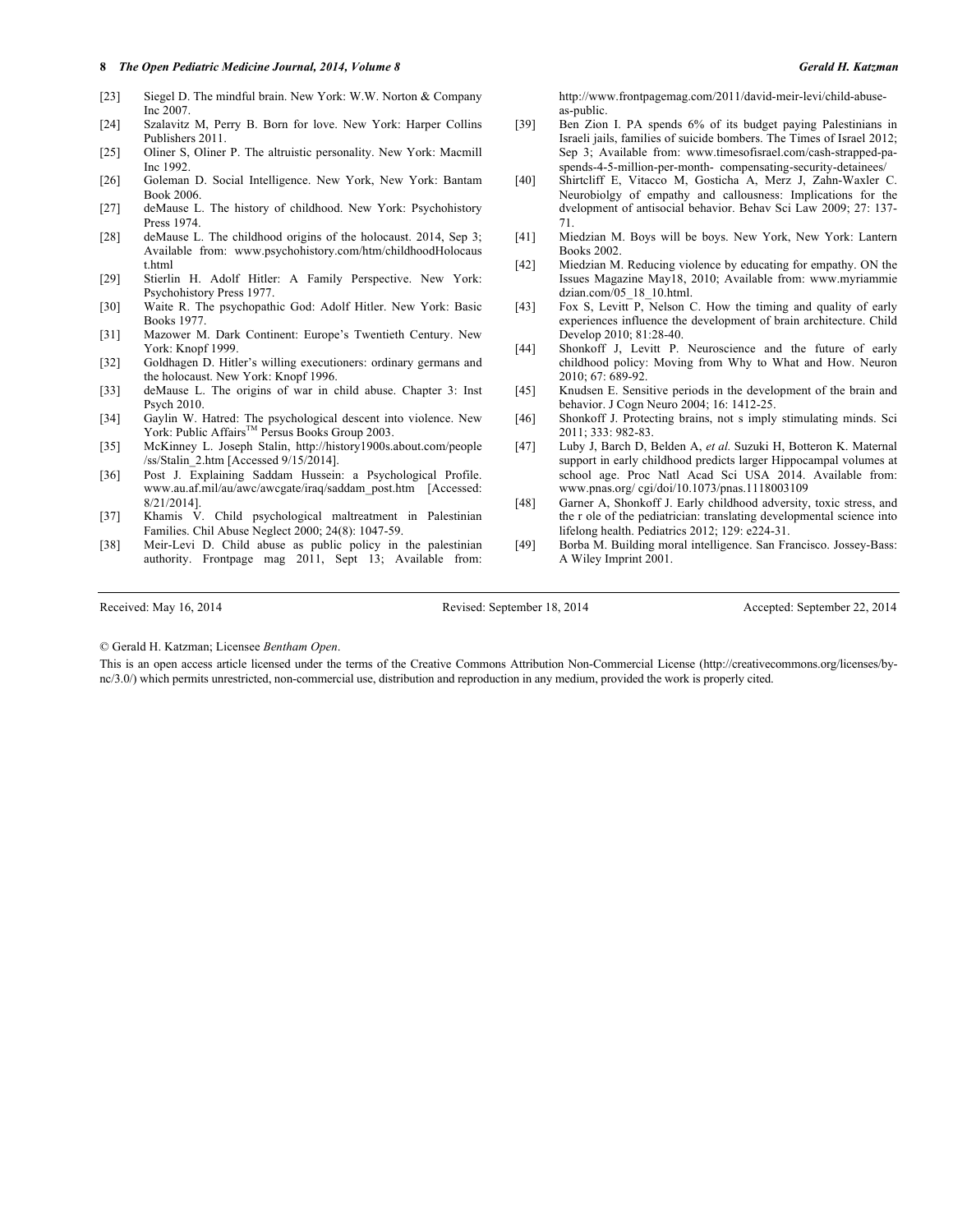[23] Siegel D. The mindful brain. New York: W.W. Norton & Company Inc 2007.

[24] Szalavitz M, Perry B. Born for love. New York: Harper Collins Publishers 2011.

[25] Oliner S, Oliner P. The altruistic personality. New York: Macmill Inc 1992.

[26] Goleman D. Social Intelligence. New York, New York: Bantam Book 2006.

[27] deMause L. The history of childhood. New York: Psychohistory Press 1974.

[28] deMause L. The childhood origins of the holocaust. 2014, Sep 3; Available from: www.psychohistory.com/htm/childhoodHolocaust.html

[29] Stierlin H. Adolf Hitler: A Family Perspective. New York: Psychohistory Press 1977.

[30] Waite R. The psychopathic God: Adolf Hitler. New York: Basic Books 1977.

[31] Mazower M. Dark Continent: Europe's Twentieth Century. New York: Knopf 1999.

[32] Goldhagen D. Hitler's willing executioners: ordinary germans and the holocaust. New York: Knopf 1996.

[33] deMause L. The origins of war in child abuse. Chapter 3: Inst Psych 2010.

[34] Gaylin W. Hatred: The psychological descent into violence. New York: Public Affairs™ Persus Books Group 2003.

[35] McKinney L. Joseph Stalin, http://history1900s.about.com/people/ss/Stalin_2.htm [Accessed 9/15/2014].

[36] Post J. Explaining Saddam Hussein: a Psychological Profile. www.au.af.mil/au/awc/awcgate/iraq/saddam_post.htm [Accessed: 8/21/2014].

[37] Khamis V. Child psychological maltreatment in Palestinian Families. Chil Abuse Neglect 2000; 24(8): 1047-59.

[38] Meir-Levi D. Child abuse as public policy in the palestinian authority. Frontpage mag 2011, Sept 13; Available from: http://www.frontpagemag.com/2011/david-meir-levi/child-abuse-as-public.

[39] Ben Zion I. PA spends 6% of its budget paying Palestinians in Israeli jails, families of suicide bombers. The Times of Israel 2012; Sep 3; Available from: www.timesofisrael.com/cash-strapped-pa-spends-4-5-million-per-month- compensating-security-detainees/

[40] Shirtcliff E, Vitacco M, Gosticha A, Merz J, Zahn-Waxler C. Neurobiolgy of empathy and callousness: Implications for the dvelopment of antisocial behavior. Behav Sci Law 2009; 27: 137-71.

[41] Miedzian M. Boys will be boys. New York, New York: Lantern Books 2002.

[42] Miedzian M. Reducing violence by educating for empathy. ON the Issues Magazine May18, 2010; Available from: www.myriammiedzian.com/05_18_10.html.

[43] Fox S, Levitt P, Nelson C. How the timing and quality of early experiences influence the development of brain architecture. Child Develop 2010; 81:28-40.

[44] Shonkoff J, Levitt P. Neuroscience and the future of early childhood policy: Moving from Why to What and How. Neuron 2010; 67: 689-92.

[45] Knudsen E. Sensitive periods in the development of the brain and behavior. J Cogn Neuro 2004; 16: 1412-25.

[46] Shonkoff J. Protecting brains, not s imply stimulating minds. Sci 2011; 333: 982-83.

[47] Luby J, Barch D, Belden A, *et al.* Suzuki H, Botteron K. Maternal support in early childhood predicts larger Hippocampal volumes at school age. Proc Natl Acad Sci USA 2014. Available from: www.pnas.org/ cgi/doi/10.1073/pnas.1118003109

[48] Garner A, Shonkoff J. Early childhood adversity, toxic stress, and the r ole of the pediatrician: translating developmental science into lifelong health. Pediatrics 2012; 129: e224-31.

[49] Borba M. Building moral intelligence. San Francisco. Jossey-Bass: A Wiley Imprint 2001.

---

Received: May 16, 2014 Revised: September 18, 2014 Accepted: September 22, 2014

© Gerald H. Katzman; Licensee *Bentham Open*.

This is an open access article licensed under the terms of the Creative Commons Attribution Non-Commercial License (http://creativecommons.org/licenses/by-nc/3.0/) which permits unrestricted, non-commercial use, distribution and reproduction in any medium, provided the work is properly cited.